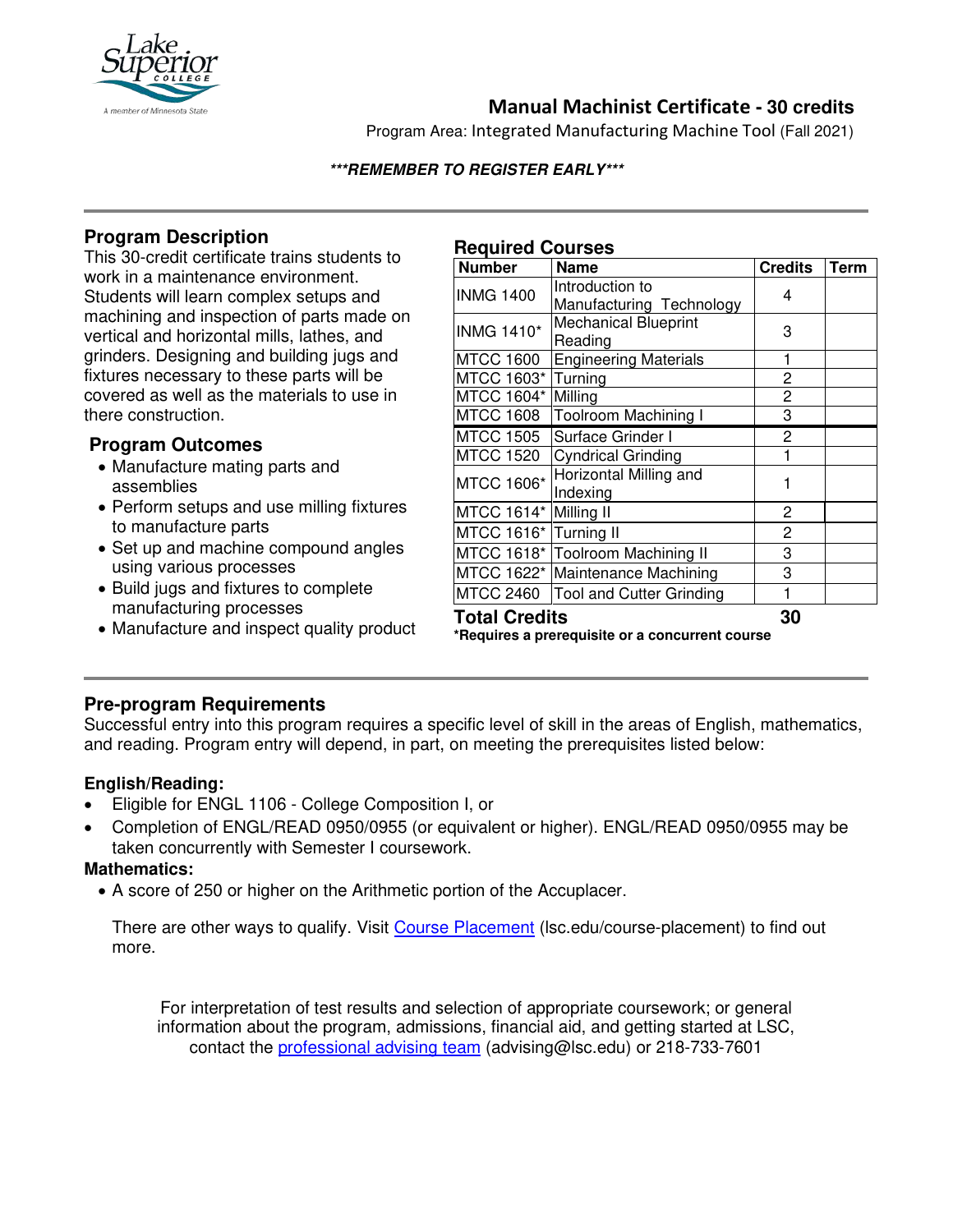# Manual Machinist Certificate - 30 credits

Program Area: Integrated Manufacturing Machine Tool (Fall 2021)

***REMEMBER TO REGISTER EARLY***

## Program Description

This 30-credit certificate trains students to work in a maintenance environment. Students will learn complex setups and machining and inspection of parts made on vertical and horizontal mills, lathes, and grinders. Designing and building jugs and fixtures necessary to these parts will be covered as well as the materials to use in there construction.

## Program Outcomes

- Manufacture mating parts and assemblies
- Perform setups and use milling fixtures to manufacture parts
- Set up and machine compound angles using various processes
- Build jugs and fixtures to complete manufacturing processes
- Manufacture and inspect quality product

## Required Courses

| Number | Name | Credits | Term |
|---|---|---|---|
| INMG 1400 | Introduction to Manufacturing Technology | 4 | |
| INMG 1410* | Mechanical Blueprint Reading | 3 | |
| MTCC 1600 | Engineering Materials | 1 | |
| MTCC 1603* | Turning | 2 | |
| MTCC 1604* | Milling | 2 | |
| MTCC 1608 | Toolroom Machining I | 3 | |
| MTCC 1505 | Surface Grinder I | 2 | |
| MTCC 1520 | Cyndrical Grinding | 1 | |
| MTCC 1606* | Horizontal Milling and Indexing | 1 | |
| MTCC 1614* | Milling II | 2 | |
| MTCC 1616* | Turning II | 2 | |
| MTCC 1618* | Toolroom Machining II | 3 | |
| MTCC 1622* | Maintenance Machining | 3 | |
| MTCC 2460 | Tool and Cutter Grinding | 1 | |
| **Total Credits** | | **30** | |

***Requires a prerequisite or a concurrent course**

## Pre-program Requirements

Successful entry into this program requires a specific level of skill in the areas of English, mathematics, and reading. Program entry will depend, in part, on meeting the prerequisites listed below:

**English/Reading:**

- Eligible for ENGL 1106 - College Composition I, or
- Completion of ENGL/READ 0950/0955 (or equivalent or higher). ENGL/READ 0950/0955 may be taken concurrently with Semester I coursework.

**Mathematics:**

- A score of 250 or higher on the Arithmetic portion of the Accuplacer.

There are other ways to qualify. Visit Course Placement (lsc.edu/course-placement) to find out more.

For interpretation of test results and selection of appropriate coursework; or general information about the program, admissions, financial aid, and getting started at LSC, contact the professional advising team (advising@lsc.edu) or 218-733-7601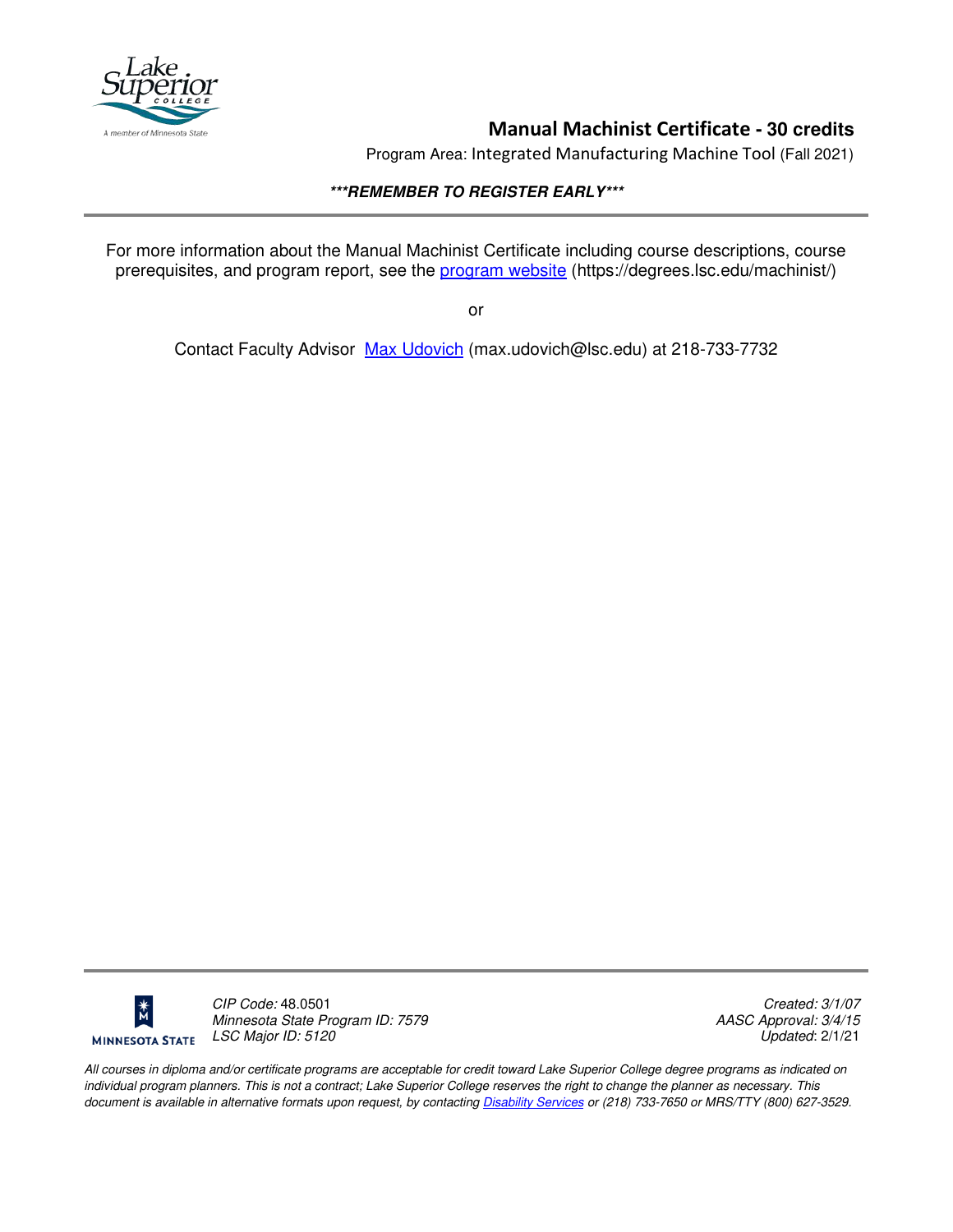## Manual Machinist Certificate - 30 credits

Program Area: Integrated Manufacturing Machine Tool (Fall 2021)

***\*\*\*REMEMBER TO REGISTER EARLY\*\*\****

---

For more information about the Manual Machinist Certificate including course descriptions, course prerequisites, and program report, see the [program website](https://degrees.lsc.edu/machinist/) (https://degrees.lsc.edu/machinist/)

or

Contact Faculty Advisor [Max Udovich](mailto:max.udovich@lsc.edu) (max.udovich@lsc.edu) at 218-733-7732

---

*CIP Code:* 48.0501
*Minnesota State Program ID: 7579*
*LSC Major ID: 5120*

*Created: 3/1/07*
*AASC Approval: 3/4/15*
*Updated*: 2/1/21

*All courses in diploma and/or certificate programs are acceptable for credit toward Lake Superior College degree programs as indicated on individual program planners. This is not a contract; Lake Superior College reserves the right to change the planner as necessary. This document is available in alternative formats upon request, by contacting [Disability Services](#) or (218) 733-7650 or MRS/TTY (800) 627-3529.*